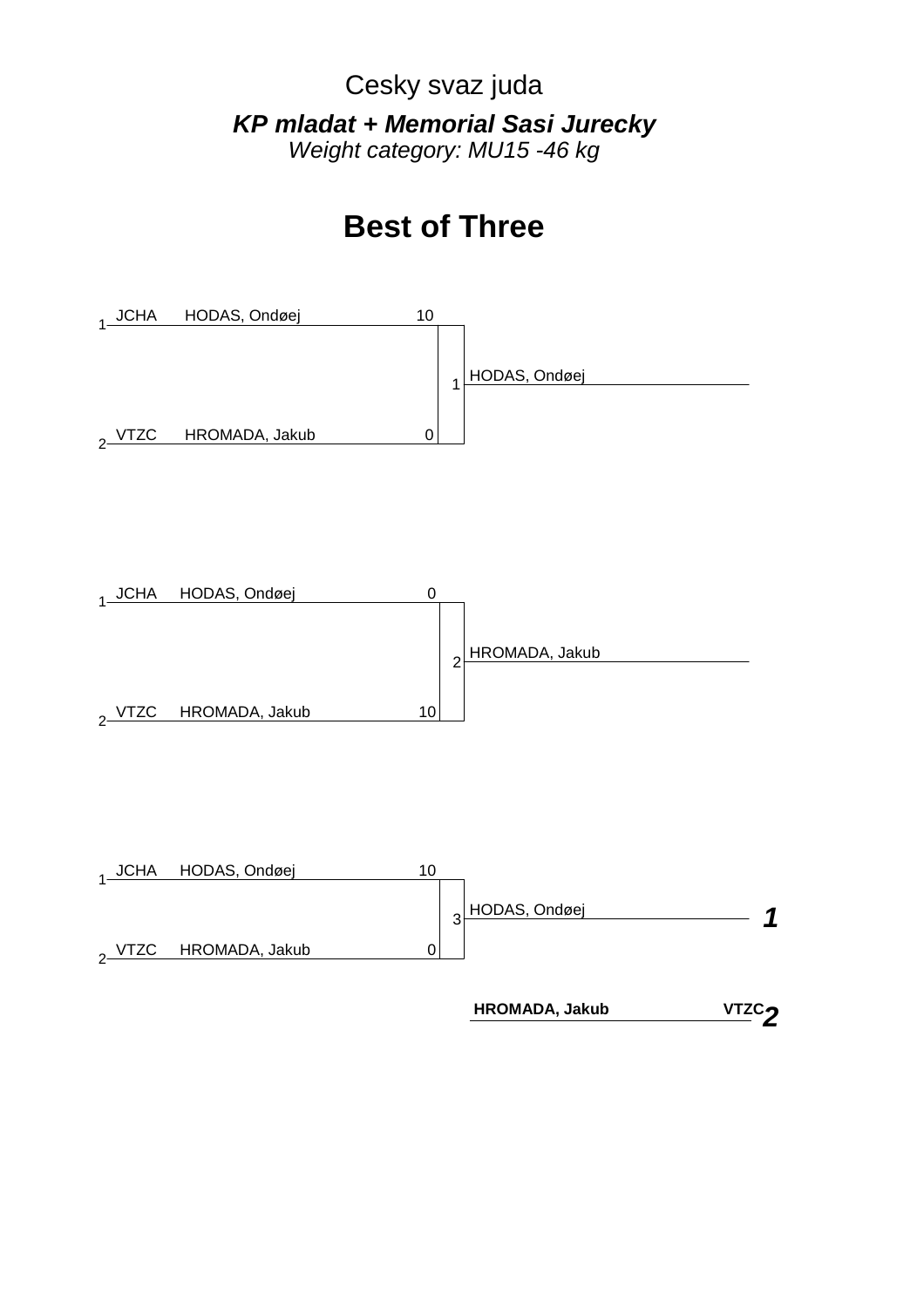Cesky svaz juda

***KP mladat + Memorial Sasi Jurecky***

*Weight category: MU15 -46 kg*

# Best of Three

| # | Club | Name | Score | Match | Winner |
|---|---|---|---|---|---|
| 1 | JCHA | HODAS, Ondøej | 10 | 1 | HODAS, Ondøej |
| 2 | VTZC | HROMADA, Jakub | 0 | | |

| # | Club | Name | Score | Match | Winner |
|---|---|---|---|---|---|
| 1 | JCHA | HODAS, Ondøej | 0 | 2 | HROMADA, Jakub |
| 2 | VTZC | HROMADA, Jakub | 10 | | |

| # | Club | Name | Score | Match | Winner |
|---|---|---|---|---|---|
| 1 | JCHA | HODAS, Ondøej | 10 | 3 | HODAS, Ondøej |
| 2 | VTZC | HROMADA, Jakub | 0 | | |

| Place | Name | Club |
|---|---|---|
| ***1*** | HODAS, Ondøej | |
| ***2*** | **HROMADA, Jakub** | **VTZC** |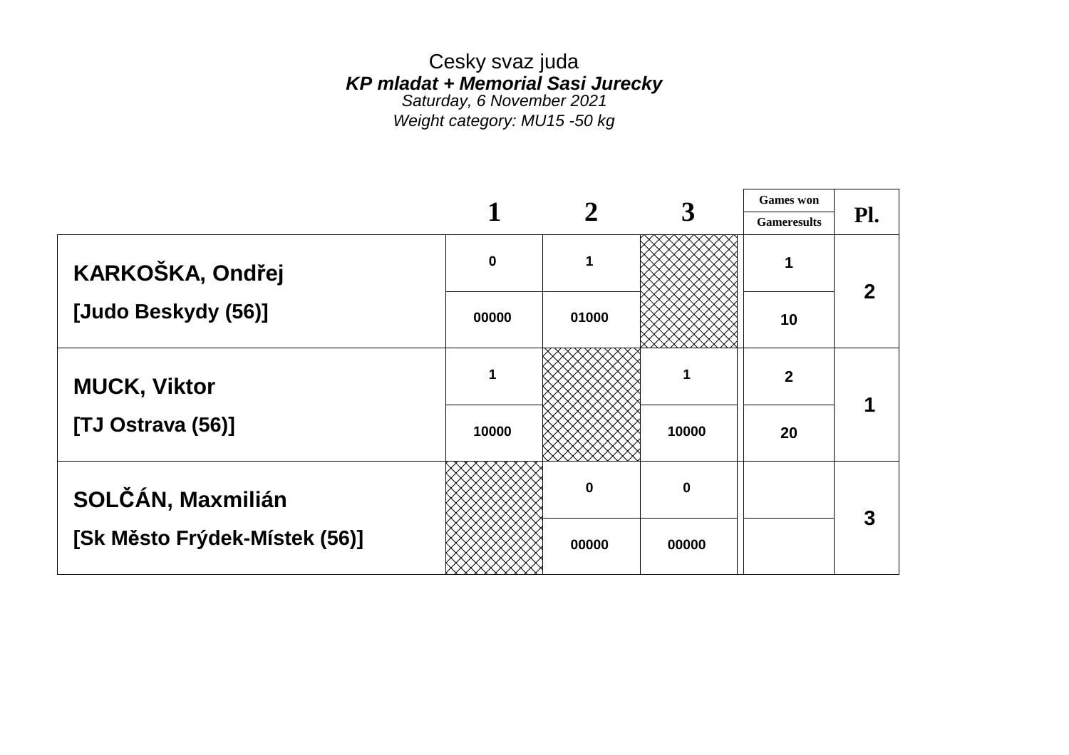Cesky svaz juda

***KP mladat + Memorial Sasi Jurecky***

*Saturday, 6 November 2021*

*Weight category: MU15 -50 kg*

| | 1 | 2 | 3 | Games won / Gameresults | Pl. |
|---|---|---|---|---|---|
| **KARKOŠKA, Ondřej** | 0 | 1 | | 1 | 2 |
| **[Judo Beskydy (56)]** | 00000 | 01000 | | 10 | |
| **MUCK, Viktor** | 1 | | 1 | 2 | 1 |
| **[TJ Ostrava (56)]** | 10000 | | 10000 | 20 | |
| **SOLČÁN, Maxmilián** | | 0 | 0 | | 3 |
| **[Sk Město Frýdek-Místek (56)]** | | 00000 | 00000 | | |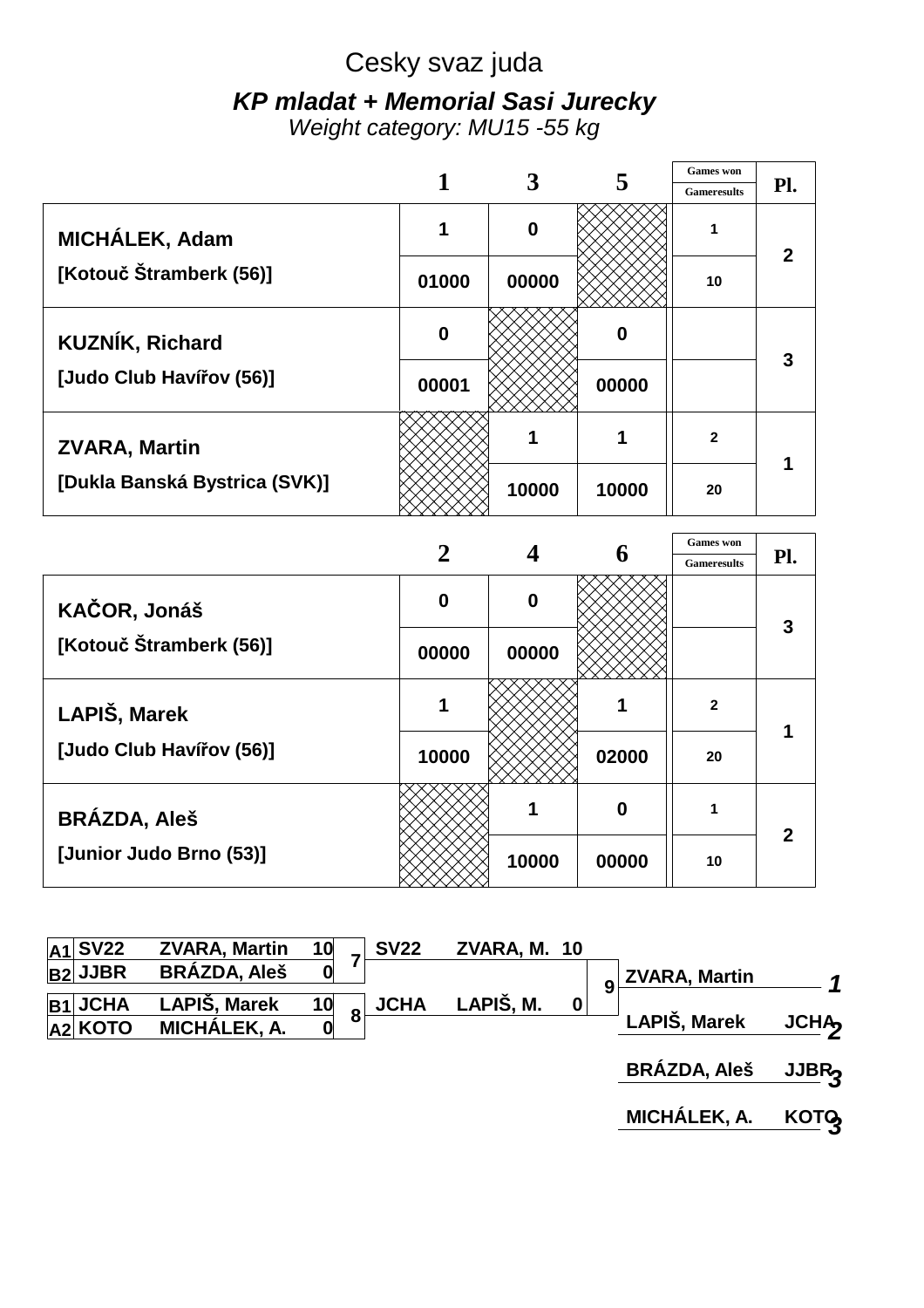# Cesky svaz juda

## *KP mladat + Memorial Sasi Jurecky*

*Weight category: MU15 -55 kg*

| | 1 | 3 | 5 | Games won / Gameresults | Pl. |
|---|---|---|---|---|---|
| **MICHÁLEK, Adam** | 1 | 0 | | 1 | 2 |
| [Kotouč Štramberk (56)] | 01000 | 00000 | | 10 | |
| **KUZNÍK, Richard** | 0 | | 0 | | 3 |
| [Judo Club Havířov (56)] | 00001 | | 00000 | | |
| **ZVARA, Martin** | | 1 | 1 | 2 | 1 |
| [Dukla Banská Bystrica (SVK)] | | 10000 | 10000 | 20 | |

| | 2 | 4 | 6 | Games won / Gameresults | Pl. |
|---|---|---|---|---|---|
| **KAČOR, Jonáš** | 0 | 0 | | | 3 |
| [Kotouč Štramberk (56)] | 00000 | 00000 | | | |
| **LAPIŠ, Marek** | 1 | | 1 | 2 | 1 |
| [Judo Club Havířov (56)] | 10000 | | 02000 | 20 | |
| **BRÁZDA, Aleš** | | 1 | 0 | 1 | 2 |
| [Junior Judo Brno (53)] | | 10000 | 00000 | 10 | |

| | Club | Name | Score | Match | Club | Name | Score | Match |
|---|---|---|---|---|---|---|---|---|
| A1 | SV22 | ZVARA, Martin | 10 | 7 | SV22 | ZVARA, M. | 10 | 9 |
| B2 | JJBR | BRÁZDA, Aleš | 0 | | | | | |
| B1 | JCHA | LAPIŠ, Marek | 10 | 8 | JCHA | LAPIŠ, M. | 0 | |
| A2 | KOTO | MICHÁLEK, A. | 0 | | | | | |

| Name | Club | Place |
|---|---|---|
| ZVARA, Martin | | 1 |
| LAPIŠ, Marek | JCHA | 2 |
| BRÁZDA, Aleš | JJBR | 3 |
| MICHÁLEK, A. | KOTO | 3 |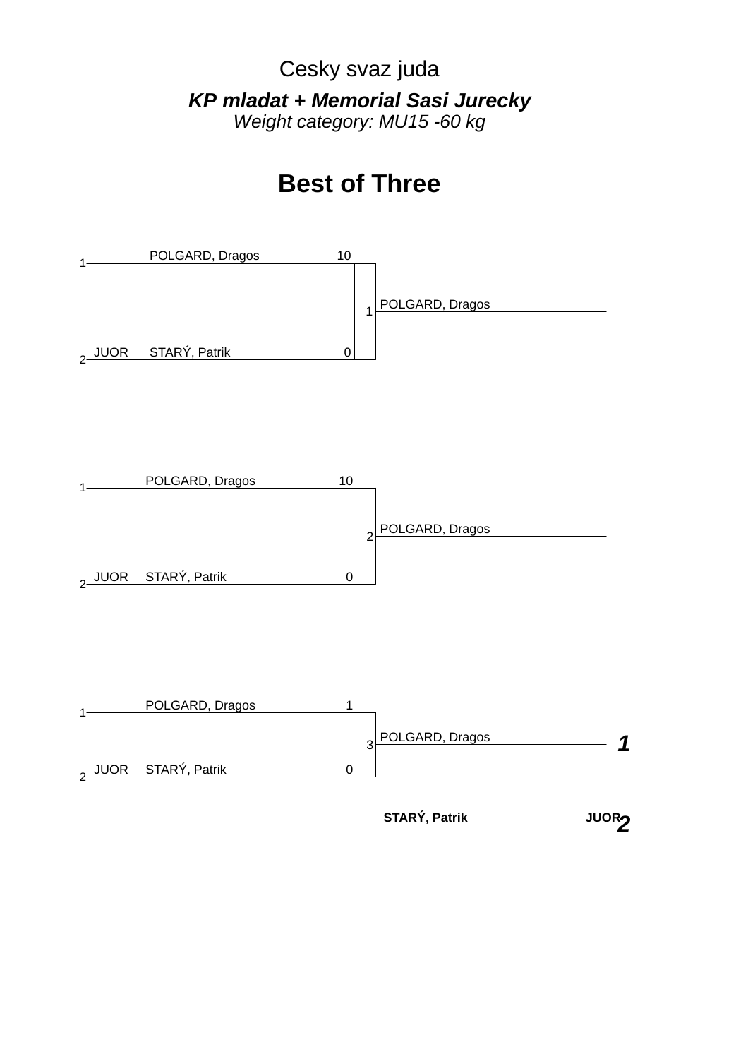Cesky svaz juda

***KP mladat + Memorial Sasi Jurecky***

*Weight category: MU15 -60 kg*

# Best of Three

| Pos | Club | Name | Score | Match | Winner |
|---|---|---|---|---|---|
| 1 | | POLGARD, Dragos | 10 | 1 | POLGARD, Dragos |
| 2 | JUOR | STARÝ, Patrik | 0 | | |

| Pos | Club | Name | Score | Match | Winner |
|---|---|---|---|---|---|
| 1 | | POLGARD, Dragos | 10 | 2 | POLGARD, Dragos |
| 2 | JUOR | STARÝ, Patrik | 0 | | |

| Pos | Club | Name | Score | Match | Winner |
|---|---|---|---|---|---|
| 1 | | POLGARD, Dragos | 1 | 3 | POLGARD, Dragos |
| 2 | JUOR | STARÝ, Patrik | 0 | | |

| Place | Name | Club |
|---|---|---|
| *1* | POLGARD, Dragos | |
| *2* | **STARÝ, Patrik** | **JUOR** |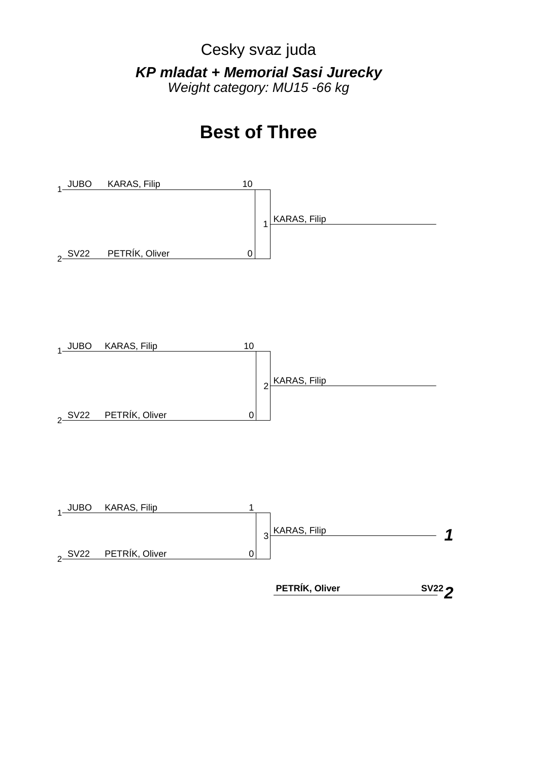Cesky svaz juda

***KP mladat + Memorial Sasi Jurecky***

*Weight category: MU15 -66 kg*

# Best of Three

| # | Club | Name | Score | Match | Winner |
|---|---|---|---|---|---|
| 1 | JUBO | KARAS, Filip | 10 | 1 | KARAS, Filip |
| 2 | SV22 | PETRÍK, Oliver | 0 | | |

| # | Club | Name | Score | Match | Winner |
|---|---|---|---|---|---|
| 1 | JUBO | KARAS, Filip | 10 | 2 | KARAS, Filip |
| 2 | SV22 | PETRÍK, Oliver | 0 | | |

| # | Club | Name | Score | Match | Winner |
|---|---|---|---|---|---|
| 1 | JUBO | KARAS, Filip | 1 | 3 | KARAS, Filip |
| 2 | SV22 | PETRÍK, Oliver | 0 | | |

| Place | Name | Club |
|---|---|---|
| ***1*** | KARAS, Filip | |
| ***2*** | **PETRÍK, Oliver** | **SV22** |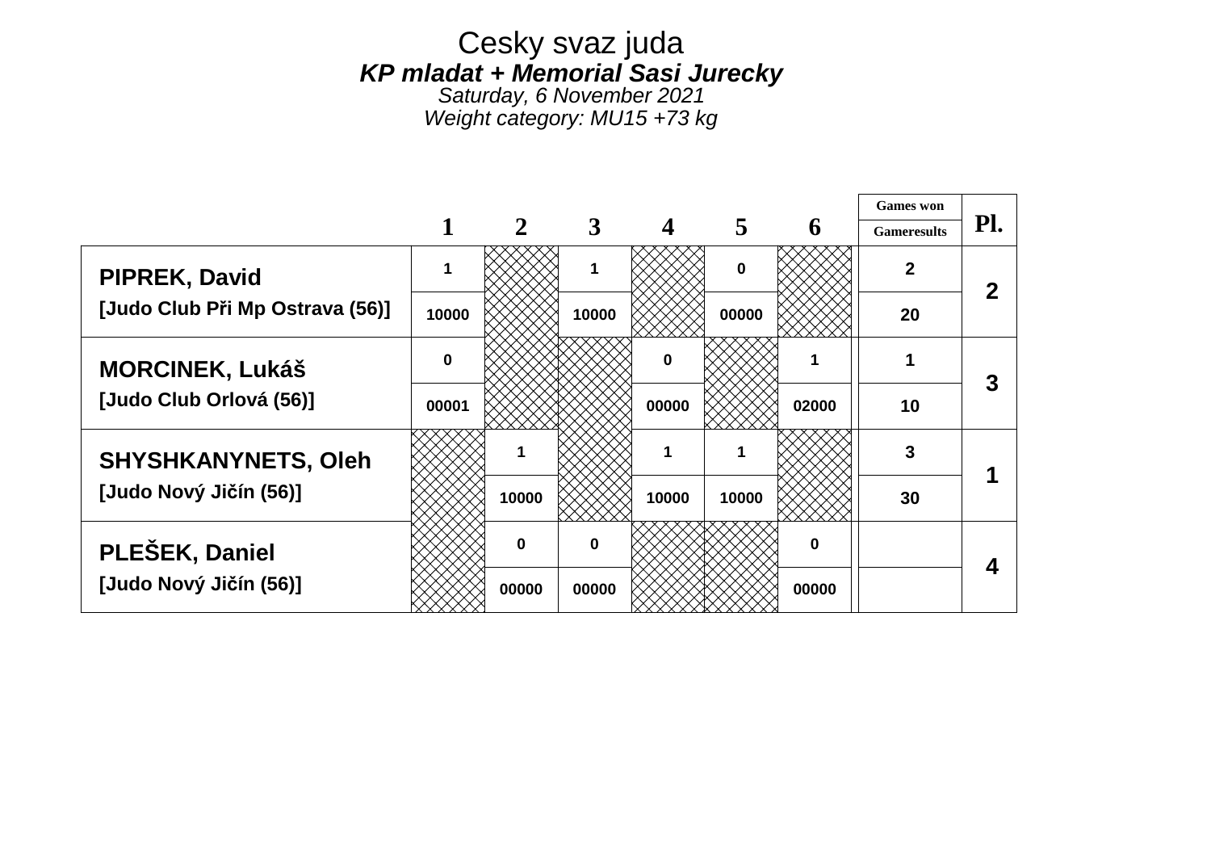# Cesky svaz juda

***KP mladat + Memorial Sasi Jurecky***

*Saturday, 6 November 2021*

*Weight category: MU15 +73 kg*

| | 1 | 2 | 3 | 4 | 5 | 6 | Games won / Gameresults | Pl. |
|---|---|---|---|---|---|---|---|---|
| **PIPREK, David** | 1 | | 1 | | 0 | | 2 | 2 |
| [Judo Club Při Mp Ostrava (56)] | 10000 | | 10000 | | 00000 | | 20 | |
| **MORCINEK, Lukáš** | 0 | | | 0 | | 1 | 1 | 3 |
| [Judo Club Orlová (56)] | 00001 | | | 00000 | | 02000 | 10 | |
| **SHYSHKANYNETS, Oleh** | | 1 | | 1 | 1 | | 3 | 1 |
| [Judo Nový Jičín (56)] | | 10000 | | 10000 | 10000 | | 30 | |
| **PLEŠEK, Daniel** | | 0 | 0 | | | 0 | | 4 |
| [Judo Nový Jičín (56)] | | 00000 | 00000 | | | 00000 | | |